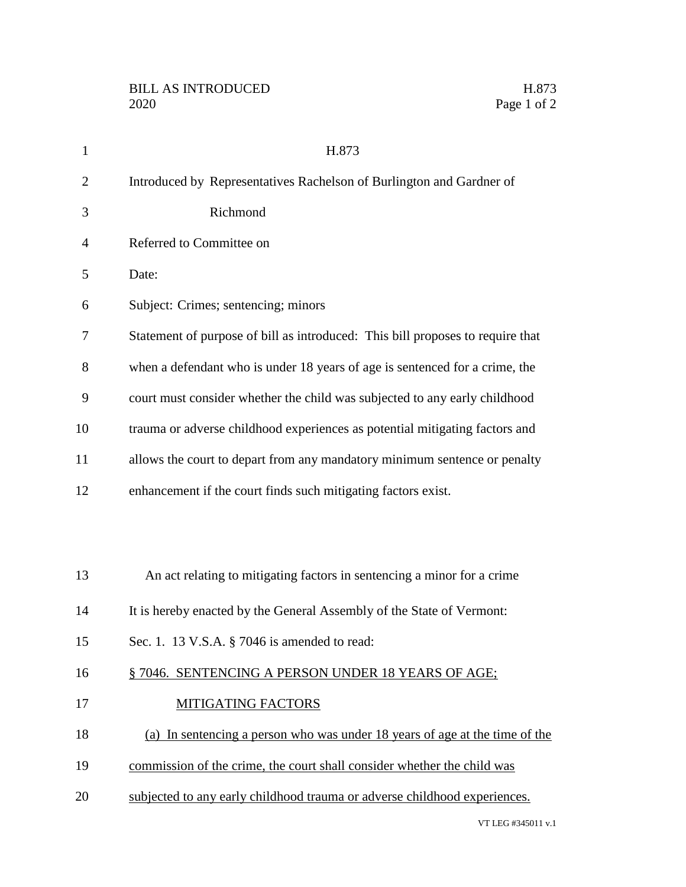H.873

Introduced by Representatives Rachelson of Burlington and Gardner of Richmond

Referred to Committee on

Date:

Subject: Crimes; sentencing; minors

Statement of purpose of bill as introduced: This bill proposes to require that when a defendant who is under 18 years of age is sentenced for a crime, the court must consider whether the child was subjected to any early childhood trauma or adverse childhood experiences as potential mitigating factors and allows the court to depart from any mandatory minimum sentence or penalty enhancement if the court finds such mitigating factors exist.

An act relating to mitigating factors in sentencing a minor for a crime

It is hereby enacted by the General Assembly of the State of Vermont:

Sec. 1. 13 V.S.A. § 7046 is amended to read:

§ 7046. SENTENCING A PERSON UNDER 18 YEARS OF AGE; MITIGATING FACTORS

(a) In sentencing a person who was under 18 years of age at the time of the commission of the crime, the court shall consider whether the child was subjected to any early childhood trauma or adverse childhood experiences.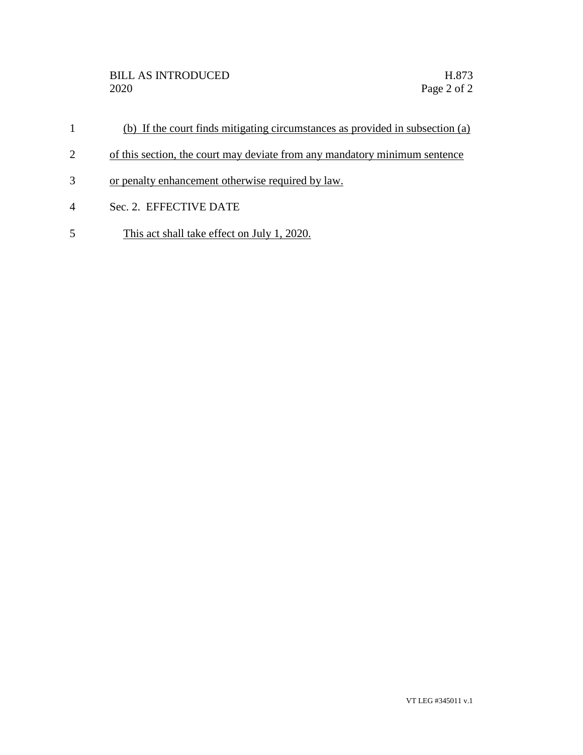(b) If the court finds mitigating circumstances as provided in subsection (a) of this section, the court may deviate from any mandatory minimum sentence or penalty enhancement otherwise required by law.

Sec. 2. EFFECTIVE DATE

This act shall take effect on July 1, 2020.